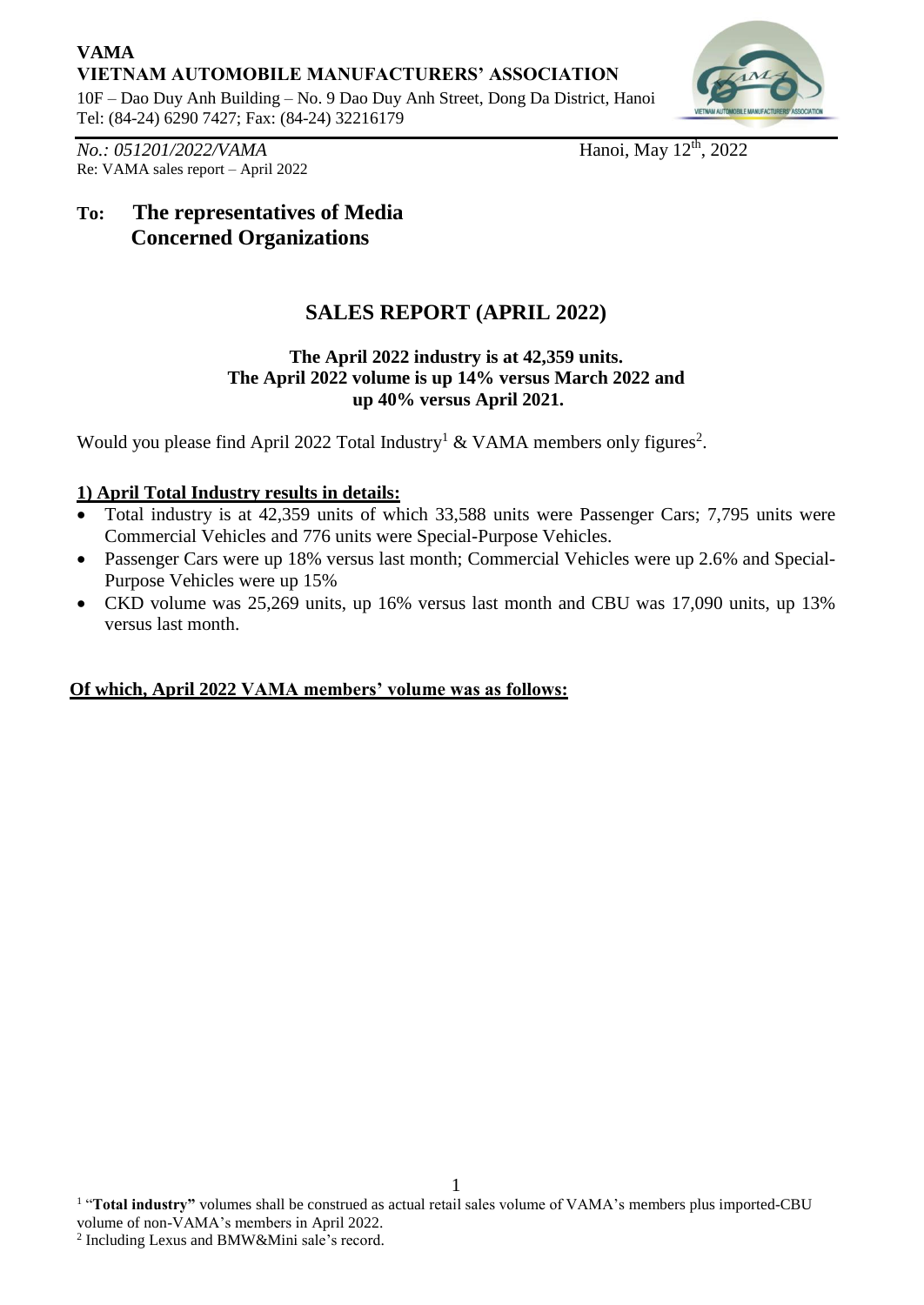**VAMA**
**VIETNAM AUTOMOBILE MANUFACTURERS' ASSOCIATION**
10F – Dao Duy Anh Building – No. 9 Dao Duy Anh Street, Dong Da District, Hanoi
Tel: (84-24) 6290 7427; Fax: (84-24) 32216179

*No.: 051201/2022/VAMA* Hanoi, May 12th, 2022
Re: VAMA sales report – April 2022

**To: The representatives of Media**
**Concerned Organizations**

# SALES REPORT (APRIL 2022)

**The April 2022 industry is at 42,359 units.**
**The April 2022 volume is up 14% versus March 2022 and up 40% versus April 2021.**

Would you please find April 2022 Total Industry[1] & VAMA members only figures[2].

## 1) April Total Industry results in details:

- Total industry is at 42,359 units of which 33,588 units were Passenger Cars; 7,795 units were Commercial Vehicles and 776 units were Special-Purpose Vehicles.
- Passenger Cars were up 18% versus last month; Commercial Vehicles were up 2.6% and Special-Purpose Vehicles were up 15%
- CKD volume was 25,269 units, up 16% versus last month and CBU was 17,090 units, up 13% versus last month.

**Of which, April 2022 VAMA members' volume was as follows:**

[1] "**Total industry"** volumes shall be construed as actual retail sales volume of VAMA's members plus imported-CBU volume of non-VAMA's members in April 2022.
[2] Including Lexus and BMW&Mini sale's record.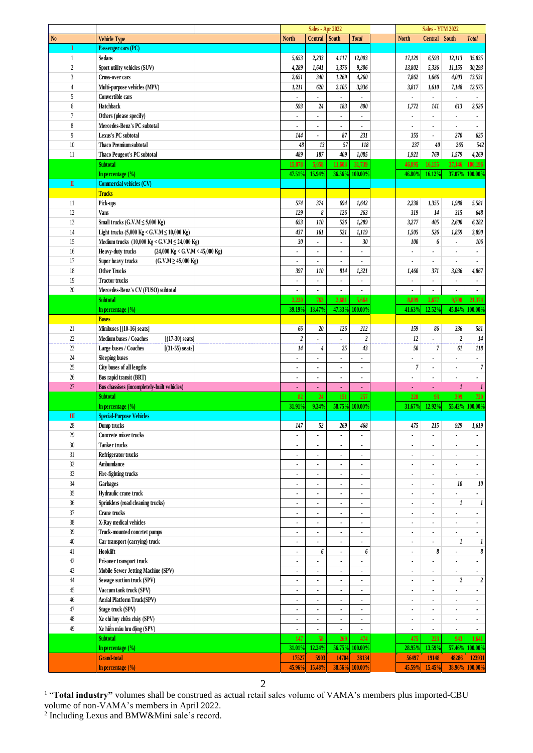| No | Vehicle Type | | Sales - Apr 2022 | | | | | Sales - YTM 2022 | | | |
|---|---|---|---|---|---|---|---|---|---|---|---|
| | | | North | Central | South | Total | | North | Central | South | Total |
| I | Passenger cars (PC) | | | | | | | | | | |
| 1 | Sedans | | 5,653 | 2,233 | 4,117 | 12,003 | | 17,129 | 6,593 | 12,113 | 35,835 |
| 2 | Sport utility vehicles (SUV) | | 4,289 | 1,641 | 3,376 | 9,306 | | 13,802 | 5,336 | 11,155 | 30,293 |
| 3 | Cross-over cars | | 2,651 | 340 | 1,269 | 4,260 | | 7,862 | 1,666 | 4,003 | 13,531 |
| 4 | Multi-purpose vehicles (MPV) | | 1,211 | 620 | 2,105 | 3,936 | | 3,817 | 1,610 | 7,148 | 12,575 |
| 5 | Convertible cars | | - | - | - | - | | - | - | - | - |
| 6 | Hatchback | | 593 | 24 | 183 | 800 | | 1,772 | 141 | 613 | 2,526 |
| 7 | Others (please specify) | | - | - | - | - | | - | - | - | - |
| 8 | Mercedes-Benz's PC subtotal | | - | - | - | - | | - | - | - | - |
| 9 | Lexus's PC subtotal | | 144 | - | 87 | 231 | | 355 | - | 270 | 625 |
| 10 | Thaco Premium subtotal | | 48 | 13 | 57 | 118 | | 237 | 40 | 265 | 542 |
| 11 | Thaco Peugeot's PC subtotal | | 489 | 187 | 409 | 1,085 | | 1,921 | 769 | 1,579 | 4,269 |
| | Subtotal | | 15,078 | 5,058 | 11,603 | 31,739 | | 46,895 | 16,155 | 37,146 | 100,196 |
| | In percentage (%) | | 47.51% | 15.94% | 36.56% | 100.00% | | 46.80% | 16.12% | 37.07% | 100.00% |
| II | Commercial vehicles (CV) | | | | | | | | | | |
| | Trucks | | | | | | | | | | |
| 11 | Pick-ups | | 574 | 374 | 694 | 1,642 | | 2,238 | 1,355 | 1,988 | 5,581 |
| 12 | Vans | | 129 | 8 | 126 | 263 | | 319 | 14 | 315 | 648 |
| 13 | Small trucks (G.V.M ≤ 5,000 Kg) | | 653 | 110 | 526 | 1,289 | | 3,277 | 405 | 2,600 | 6,282 |
| 14 | Light trucks (5,000 Kg < G.V.M ≤ 10,000 Kg) | | 437 | 161 | 521 | 1,119 | | 1,505 | 526 | 1,859 | 3,890 |
| 15 | Medium trucks (10,000 Kg < G.V.M ≤ 24,000 Kg) | | 30 | - | - | 30 | | 100 | 6 | - | 106 |
| 16 | Heavy-duty trucks | (24,000 Kg < G.V.M < 45,000 Kg) | - | - | - | - | | - | - | - | - |
| 17 | Super heavy trucks | (G.V.M ≥ 45,000 Kg) | - | - | - | - | | - | - | - | - |
| 18 | Other Trucks | | 397 | 110 | 814 | 1,321 | | 1,460 | 371 | 3,036 | 4,867 |
| 19 | Tractor trucks | | - | - | - | - | | - | - | - | - |
| 20 | Mercedes-Benz's CV (FUSO) subtotal | | - | - | - | - | | - | - | - | - |
| | Subtotal | | 2,220 | 763 | 2,681 | 5,664 | | 8,899 | 2,677 | 9,798 | 21,374 |
| | In percentage (%) | | 39.19% | 13.47% | 47.33% | 100.00% | | 41.63% | 12.52% | 45.84% | 100.00% |
| | Buses | | | | | | | | | | |
| 21 | Minibuses [(10-16) seats] | | 66 | 20 | 126 | 212 | | 159 | 86 | 336 | 581 |
| 22 | Medium buses / Coaches | [(17-30) seats] | 2 | - | - | 2 | | 12 | - | 2 | 14 |
| 23 | Large buses / Coaches | [(31-55) seats] | 14 | 4 | 25 | 43 | | 50 | 7 | 61 | 118 |
| 24 | Sleeping buses | | - | - | - | - | | - | - | - | - |
| 25 | City buses of all lengths | | - | - | - | - | | 7 | - | - | 7 |
| 26 | Bus rapid transit (BRT) | | - | - | - | - | | - | - | - | - |
| 27 | Bus chassises (incompletely-built vehicles) | | - | - | - | - | | - | - | 1 | 1 |
| | Subtotal | | 82 | 24 | 151 | 257 | | 228 | 93 | 399 | 720 |
| | In percentage (%) | | 31.91% | 9.34% | 58.75% | 100.00% | | 31.67% | 12.92% | 55.42% | 100.00% |
| III | Special-Purpose Vehicles | | | | | | | | | | |
| 28 | Dump trucks | | 147 | 52 | 269 | 468 | | 475 | 215 | 929 | 1,619 |
| 29 | Concrete mixer trucks | | - | - | - | - | | - | - | - | - |
| 30 | Tanker trucks | | - | - | - | - | | - | - | - | - |
| 31 | Refrigerator trucks | | - | - | - | - | | - | - | - | - |
| 32 | Ambumlance | | - | - | - | - | | - | - | - | - |
| 33 | Fire-fighting trucks | | - | - | - | - | | - | - | - | - |
| 34 | Garbages | | - | - | - | - | | - | - | 10 | 10 |
| 35 | Hydraulic crane truck | | - | - | - | - | | - | - | - | - |
| 36 | Sprinklers (road cleaning trucks) | | - | - | - | - | | - | - | 1 | 1 |
| 37 | Crane trucks | | - | - | - | - | | - | - | - | - |
| 38 | X-Ray medical vehicles | | - | - | - | - | | - | - | - | - |
| 39 | Truck-mounted concrtet pumps | | - | - | - | - | | - | - | - | - |
| 40 | Car transport (carrying) truck | | - | - | - | - | | - | - | 1 | 1 |
| 41 | Hooklift | | - | 6 | - | 6 | | - | 8 | - | 8 |
| 42 | Prisoner transport truck | | - | - | - | - | | - | - | - | - |
| 43 | Mobile Sewer Jetting Machine (SPV) | | - | - | - | - | | - | - | - | - |
| 44 | Sewage suction truck (SPV) | | - | - | - | - | | - | - | 2 | 2 |
| 45 | Vaccum tank truck (SPV) | | - | - | - | - | | - | - | - | - |
| 46 | Aerial Platform Truck(SPV) | | - | - | - | - | | - | - | - | - |
| 47 | Stage truck (SPV) | | - | - | - | - | | - | - | - | - |
| 48 | Xe chỉ huy chữa cháy (SPV) | | - | - | - | - | | - | - | - | - |
| 49 | Xe hiến máu lưu động (SPV) | | - | - | - | - | | - | - | - | - |
| | Subtotal | | 147 | 58 | 269 | 474 | | 475 | 223 | 943 | 1,641 |
| | In percentage (%) | | 31.01% | 12.24% | 56.75% | 100.00% | | 28.95% | 13.59% | 57.46% | 100.00% |
| | Grand-total | | 17527 | 5903 | 14704 | 38134 | | 56497 | 19148 | 48286 | 123931 |
| | In percentage (%) | | 45.96% | 15.48% | 38.56% | 100.00% | | 45.59% | 15.45% | 38.96% | 100.00% |

[1] "**Total industry**" volumes shall be construed as actual retail sales volume of VAMA's members plus imported-CBU volume of non-VAMA's members in April 2022.

[2] Including Lexus and BMW&Mini sale's record.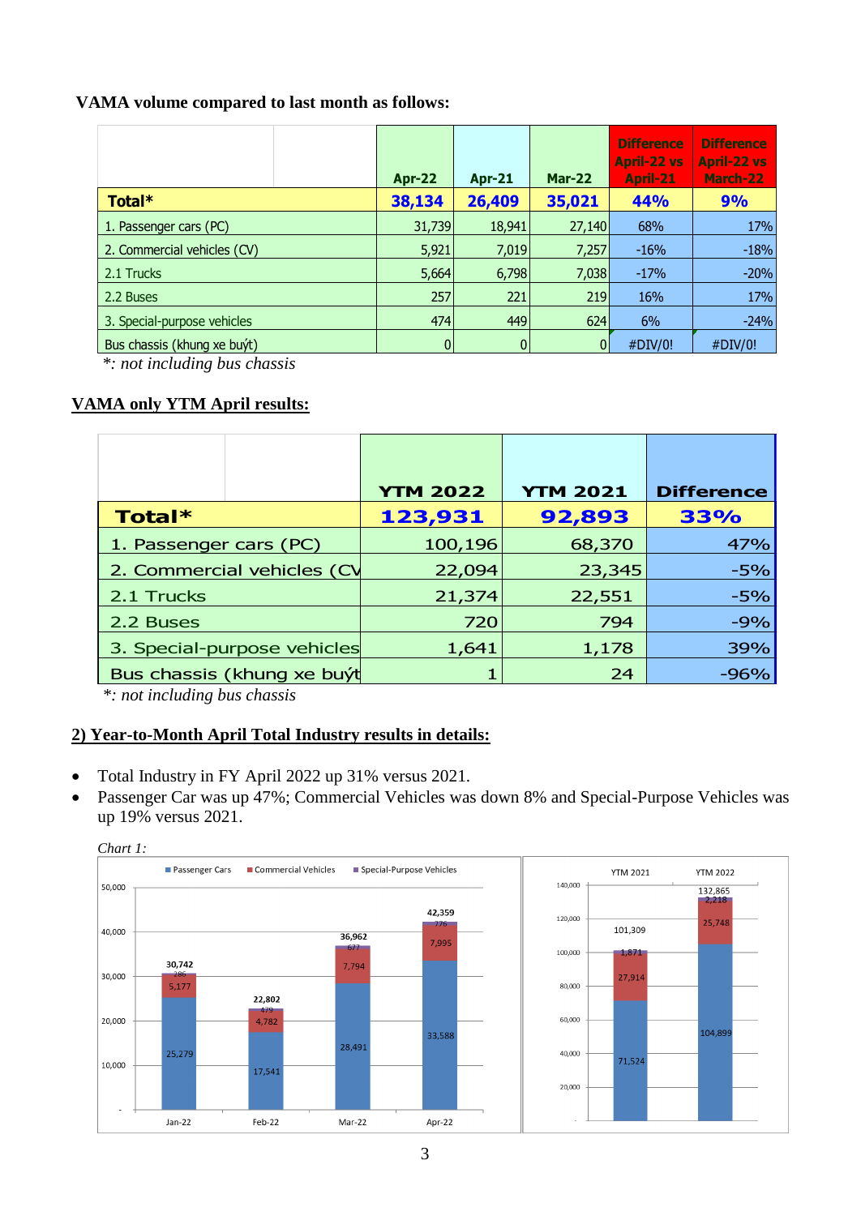**VAMA volume compared to last month as follows:**

| | Apr-22 | Apr-21 | Mar-22 | Difference April-22 vs April-21 | Difference April-22 vs March-22 |
|---|---|---|---|---|---|
| **Total*** | **38,134** | **26,409** | **35,021** | **44%** | **9%** |
| 1. Passenger cars (PC) | 31,739 | 18,941 | 27,140 | 68% | 17% |
| 2. Commercial vehicles (CV) | 5,921 | 7,019 | 7,257 | -16% | -18% |
| 2.1 Trucks | 5,664 | 6,798 | 7,038 | -17% | -20% |
| 2.2 Buses | 257 | 221 | 219 | 16% | 17% |
| 3. Special-purpose vehicles | 474 | 449 | 624 | 6% | -24% |
| Bus chassis (khung xe buýt) | 0 | 0 | 0 | #DIV/0! | #DIV/0! |

*\*: not including bus chassis*

**VAMA only YTM April results:**

| | YTM 2022 | YTM 2021 | Difference |
|---|---|---|---|
| **Total*** | **123,931** | **92,893** | **33%** |
| 1. Passenger cars (PC) | 100,196 | 68,370 | 47% |
| 2. Commercial vehicles (CV | 22,094 | 23,345 | -5% |
| 2.1 Trucks | 21,374 | 22,551 | -5% |
| 2.2 Buses | 720 | 794 | -9% |
| 3. Special-purpose vehicles | 1,641 | 1,178 | 39% |
| Bus chassis (khung xe buýt | 1 | 24 | -96% |

*\*: not including bus chassis*

**2) Year-to-Month April Total Industry results in details:**

- Total Industry in FY April 2022 up 31% versus 2021.
- Passenger Car was up 47%; Commercial Vehicles was down 8% and Special-Purpose Vehicles was up 19% versus 2021.

*Chart 1:*

| | Jan-22 | Feb-22 | Mar-22 | Apr-22 |
|---|---|---|---|---|
| Passenger Cars | 25,279 | 17,541 | 28,491 | 33,588 |
| Commercial Vehicles | 5,177 | 4,782 | 7,794 | 7,995 |
| Special-Purpose Vehicles | 286 | 479 | 677 | 776 |
| Total | 30,742 | 22,802 | 36,962 | 42,359 |

| | YTM 2021 | YTM 2022 |
|---|---|---|
| Passenger Cars | 71,524 | 104,899 |
| Commercial Vehicles | 27,914 | 25,748 |
| Special-Purpose Vehicles | 1,871 | 2,218 |
| Total | 101,309 | 132,865 |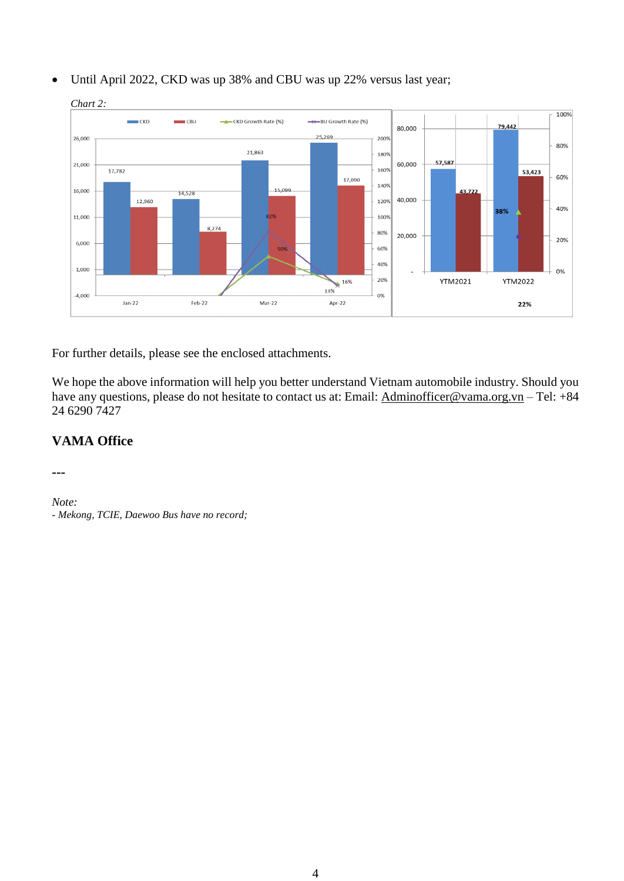- Until April 2022, CKD was up 38% and CBU was up 22% versus last year;

*Chart 2:*

CKD
CBU
CKD Growth Rate (%)
BU Growth Rate (%)

26,000
21,000
16,000
11,000
6,000
1,000
-4,000

200%
180%
160%
140%
120%
100%
80%
60%
40%
20%
0%

17,782
12,960
14,528
8,274
21,863
15,099
25,269
17,090
82%
50%
16%
13%

Jan-22
Feb-22
Mar-22
Apr-22

80,000
60,000
40,000
20,000
-

100%
80%
60%
40%
20%
0%

57,587
43,722
79,442
53,423
38%
22%

YTM2021
YTM2022

For further details, please see the enclosed attachments.

We hope the above information will help you better understand Vietnam automobile industry. Should you have any questions, please do not hesitate to contact us at: Email: Adminofficer@vama.org.vn – Tel: +84 24 6290 7427

## VAMA Office

---

*Note:*
*- Mekong, TCIE, Daewoo Bus have no record;*